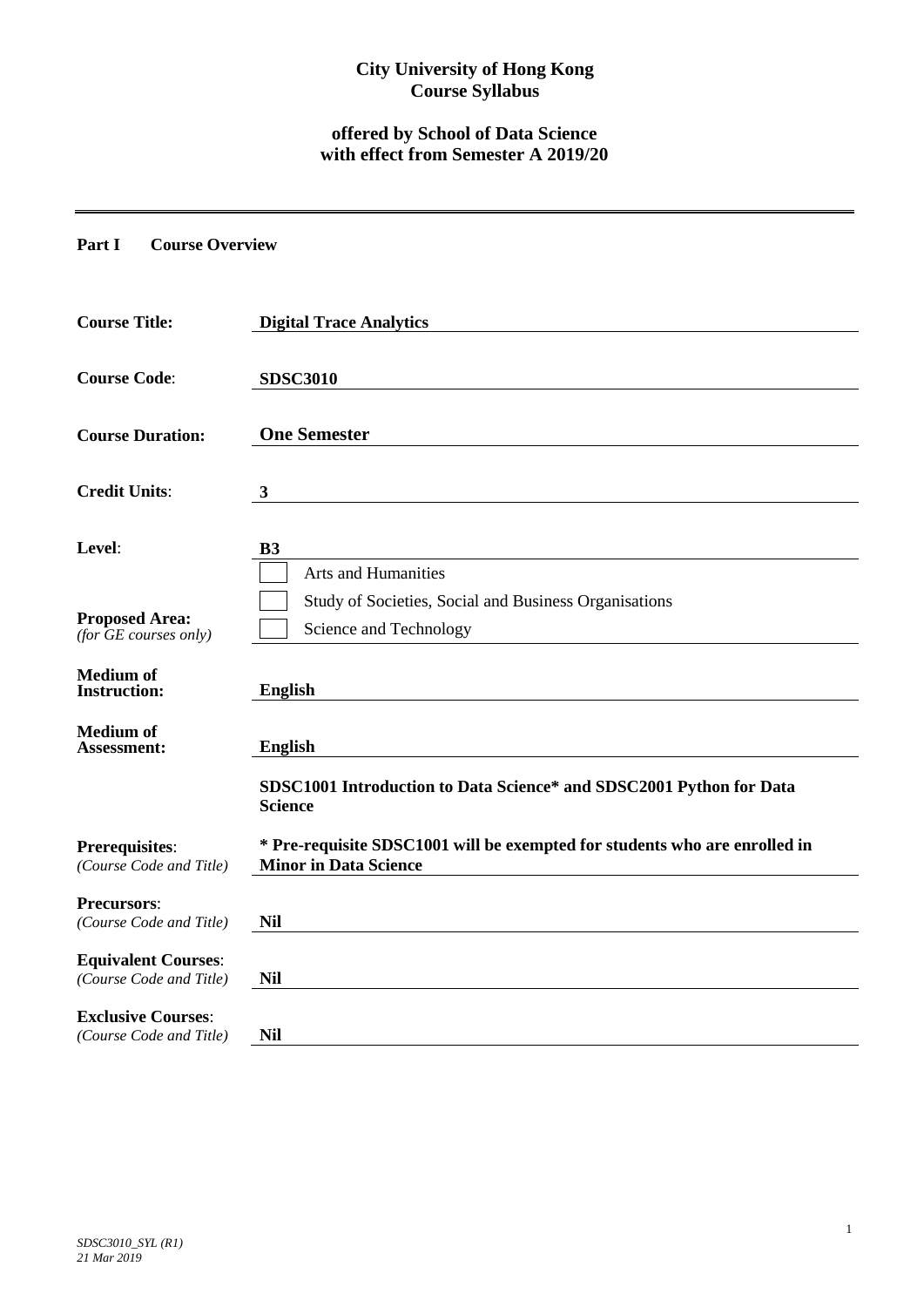**City University of Hong Kong**
**Course Syllabus**

**offered by School of Data Science**
**with effect from Semester A 2019/20**

---

**Part I Course Overview**

| | |
|---|---|
| **Course Title:** | **Digital Trace Analytics** |
| **Course Code**: | **SDSC3010** |
| **Course Duration:** | **One Semester** |
| **Credit Units**: | **3** |
| **Level**: | **B3** |
| **Proposed Area:** *(for GE courses only)* | ☐ Arts and Humanities<br>☐ Study of Societies, Social and Business Organisations<br>☐ Science and Technology |
| **Medium of Instruction:** | **English** |
| **Medium of Assessment:** | **English** |
| **Prerequisites**: *(Course Code and Title)* | **SDSC1001 Introduction to Data Science* and SDSC2001 Python for Data Science**<br><br>**\* Pre-requisite SDSC1001 will be exempted for students who are enrolled in Minor in Data Science** |
| **Precursors**: *(Course Code and Title)* | **Nil** |
| **Equivalent Courses**: *(Course Code and Title)* | **Nil** |
| **Exclusive Courses**: *(Course Code and Title)* | **Nil** |

*SDSC3010_SYL (R1)*
*21 Mar 2019*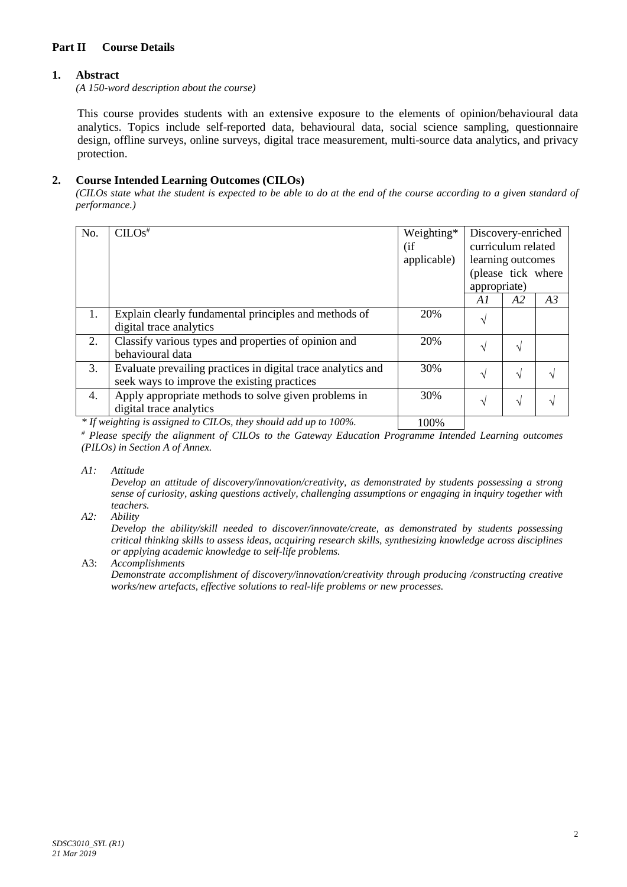## Part II Course Details

### 1. Abstract

*(A 150-word description about the course)*

This course provides students with an extensive exposure to the elements of opinion/behavioural data analytics. Topics include self-reported data, behavioural data, social science sampling, questionnaire design, offline surveys, online surveys, digital trace measurement, multi-source data analytics, and privacy protection.

### 2. Course Intended Learning Outcomes (CILOs)

*(CILOs state what the student is expected to be able to do at the end of the course according to a given standard of performance.)*

| No. | CILOs[#] | Weighting* (if applicable) | Discovery-enriched curriculum related learning outcomes (please tick where appropriate) | | |
|---|---|---|---|---|---|
| | | | *A1* | *A2* | *A3* |
| 1. | Explain clearly fundamental principles and methods of digital trace analytics | 20% | √ | | |
| 2. | Classify various types and properties of opinion and behavioural data | 20% | √ | √ | |
| 3. | Evaluate prevailing practices in digital trace analytics and seek ways to improve the existing practices | 30% | √ | √ | √ |
| 4. | Apply appropriate methods to solve given problems in digital trace analytics | 30% | √ | √ | √ |
| | | 100% | | | |

*\* If weighting is assigned to CILOs, they should add up to 100%.*

*[#] Please specify the alignment of CILOs to the Gateway Education Programme Intended Learning outcomes (PILOs) in Section A of Annex.*

*A1: Attitude*

*Develop an attitude of discovery/innovation/creativity, as demonstrated by students possessing a strong sense of curiosity, asking questions actively, challenging assumptions or engaging in inquiry together with teachers.*

*A2: Ability*

*Develop the ability/skill needed to discover/innovate/create, as demonstrated by students possessing critical thinking skills to assess ideas, acquiring research skills, synthesizing knowledge across disciplines or applying academic knowledge to self-life problems.*

A3: *Accomplishments*

*Demonstrate accomplishment of discovery/innovation/creativity through producing /constructing creative works/new artefacts, effective solutions to real-life problems or new processes.*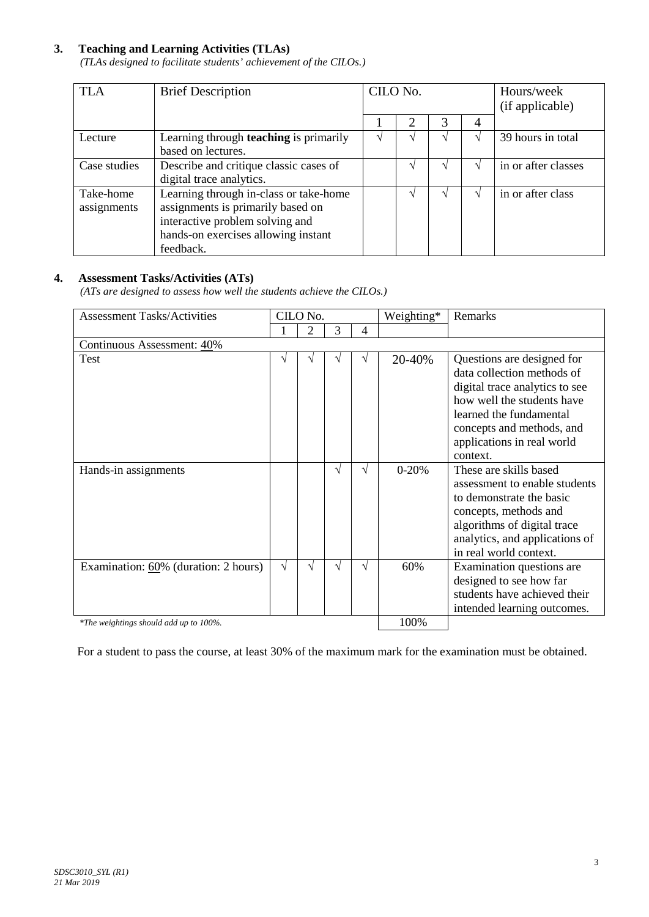### 3. Teaching and Learning Activities (TLAs)

*(TLAs designed to facilitate students' achievement of the CILOs.)*

| TLA | Brief Description | CILO No. | | | | Hours/week (if applicable) |
|---|---|---|---|---|---|---|
| | | 1 | 2 | 3 | 4 | |
| Lecture | Learning through **teaching** is primarily based on lectures. | √ | √ | √ | √ | 39 hours in total |
| Case studies | Describe and critique classic cases of digital trace analytics. | | √ | √ | √ | in or after classes |
| Take-home assignments | Learning through in-class or take-home assignments is primarily based on interactive problem solving and hands-on exercises allowing instant feedback. | | √ | √ | √ | in or after class |

### 4. Assessment Tasks/Activities (ATs)

*(ATs are designed to assess how well the students achieve the CILOs.)*

| Assessment Tasks/Activities | CILO No. | | | | Weighting* | Remarks |
|---|---|---|---|---|---|---|
| | 1 | 2 | 3 | 4 | | |
| Continuous Assessment: 40% | | | | | | |
| Test | √ | √ | √ | √ | 20-40% | Questions are designed for data collection methods of digital trace analytics to see how well the students have learned the fundamental concepts and methods, and applications in real world context. |
| Hands-in assignments | | | √ | √ | 0-20% | These are skills based assessment to enable students to demonstrate the basic concepts, methods and algorithms of digital trace analytics, and applications of in real world context. |
| Examination: 60% (duration: 2 hours) | √ | √ | √ | √ | 60% | Examination questions are designed to see how far students have achieved their intended learning outcomes. |
| *\*The weightings should add up to 100%.* | | | | | 100% | |

For a student to pass the course, at least 30% of the maximum mark for the examination must be obtained.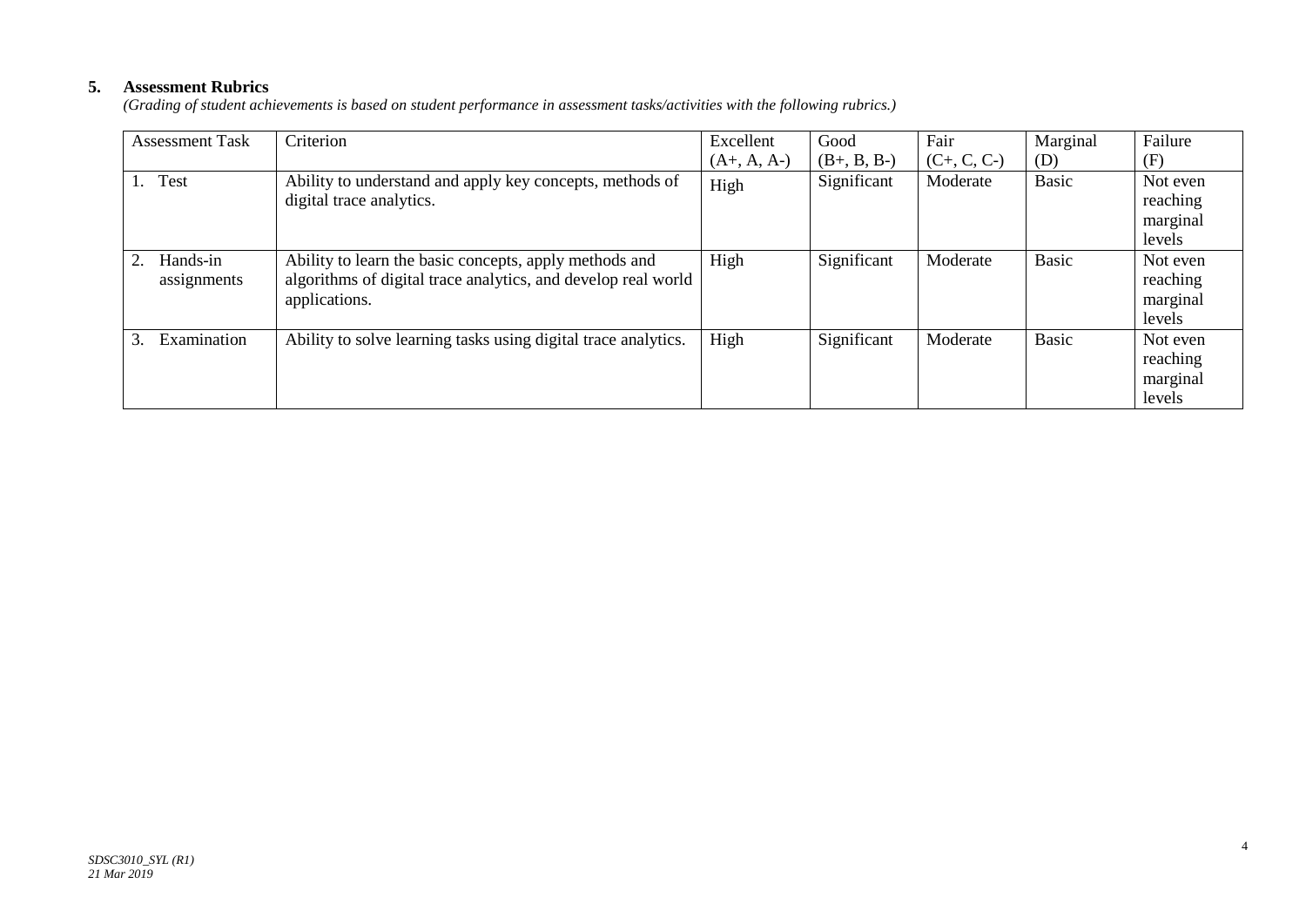## 5. Assessment Rubrics

*(Grading of student achievements is based on student performance in assessment tasks/activities with the following rubrics.)*

| Assessment Task | Criterion | Excellent (A+, A, A-) | Good (B+, B, B-) | Fair (C+, C, C-) | Marginal (D) | Failure (F) |
|---|---|---|---|---|---|---|
| 1. Test | Ability to understand and apply key concepts, methods of digital trace analytics. | High | Significant | Moderate | Basic | Not even reaching marginal levels |
| 2. Hands-in assignments | Ability to learn the basic concepts, apply methods and algorithms of digital trace analytics, and develop real world applications. | High | Significant | Moderate | Basic | Not even reaching marginal levels |
| 3. Examination | Ability to solve learning tasks using digital trace analytics. | High | Significant | Moderate | Basic | Not even reaching marginal levels |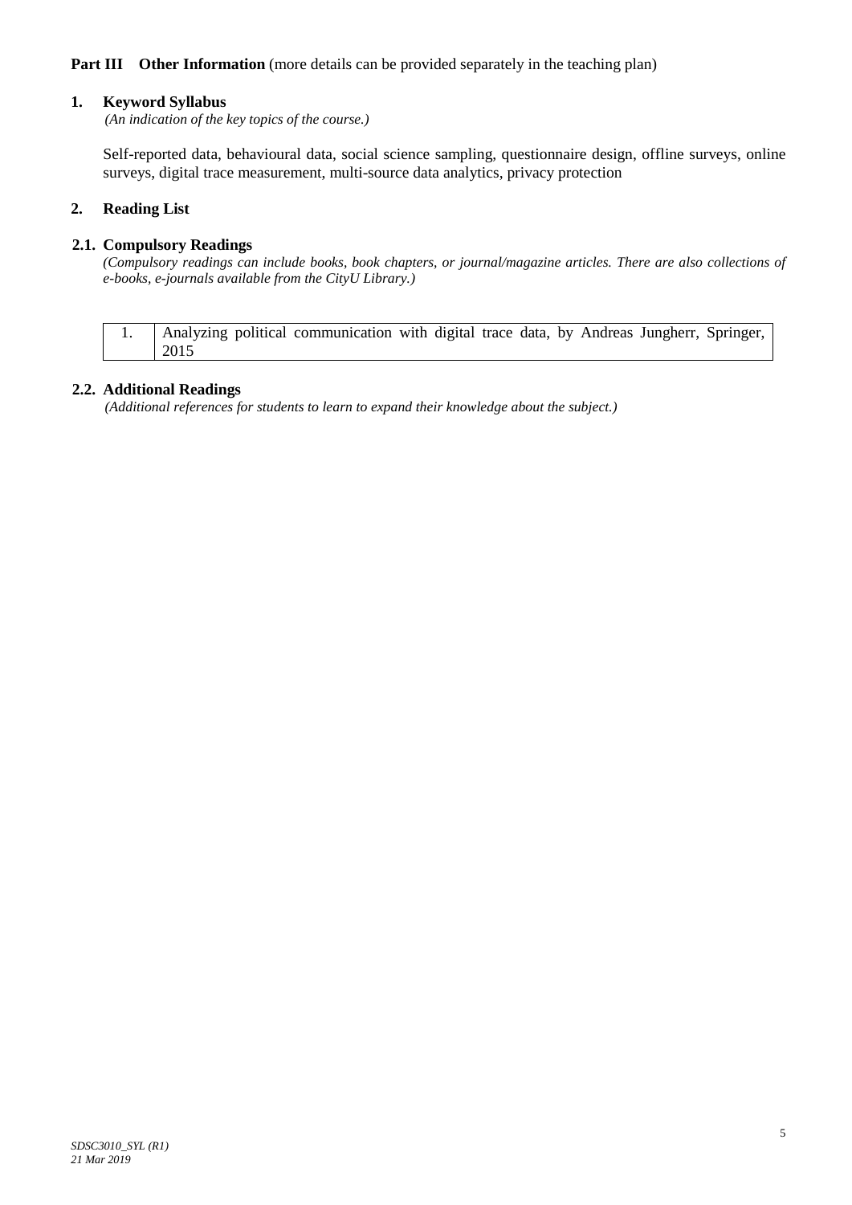**Part III Other Information** (more details can be provided separately in the teaching plan)

## 1. Keyword Syllabus

*(An indication of the key topics of the course.)*

Self-reported data, behavioural data, social science sampling, questionnaire design, offline surveys, online surveys, digital trace measurement, multi-source data analytics, privacy protection

## 2. Reading List

### 2.1. Compulsory Readings

*(Compulsory readings can include books, book chapters, or journal/magazine articles. There are also collections of e-books, e-journals available from the CityU Library.)*

| | |
|---|---|
| 1. | Analyzing political communication with digital trace data, by Andreas Jungherr, Springer, 2015 |

### 2.2. Additional Readings

*(Additional references for students to learn to expand their knowledge about the subject.)*

*SDSC3010_SYL (R1)*
*21 Mar 2019*